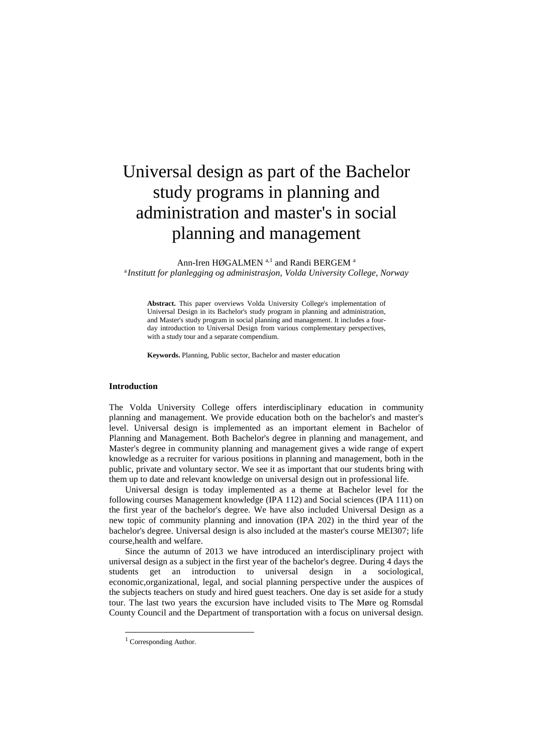# Universal design as part of the Bachelor study programs in planning and administration and master's in social planning and management

Ann-Iren HØGALMEN [a,1] and Randi BERGEM [a]

[a] *Institutt for planlegging og administrasjon, Volda University College, Norway*

**Abstract.** This paper overviews Volda University College's implementation of Universal Design in its Bachelor's study program in planning and administration, and Master's study program in social planning and management. It includes a four-day introduction to Universal Design from various complementary perspectives, with a study tour and a separate compendium.

**Keywords.** Planning, Public sector, Bachelor and master education

## Introduction

The Volda University College offers interdisciplinary education in community planning and management. We provide education both on the bachelor's and master's level. Universal design is implemented as an important element in Bachelor of Planning and Management. Both Bachelor's degree in planning and management, and Master's degree in community planning and management gives a wide range of expert knowledge as a recruiter for various positions in planning and management, both in the public, private and voluntary sector. We see it as important that our students bring with them up to date and relevant knowledge on universal design out in professional life.

Universal design is today implemented as a theme at Bachelor level for the following courses Management knowledge (IPA 112) and Social sciences (IPA 111) on the first year of the bachelor's degree. We have also included Universal Design as a new topic of community planning and innovation (IPA 202) in the third year of the bachelor's degree. Universal design is also included at the master's course MEI307; life course,health and welfare.

Since the autumn of 2013 we have introduced an interdisciplinary project with universal design as a subject in the first year of the bachelor's degree. During 4 days the students get an introduction to universal design in a sociological, economic,organizational, legal, and social planning perspective under the auspices of the subjects teachers on study and hired guest teachers. One day is set aside for a study tour. The last two years the excursion have included visits to The Møre og Romsdal County Council and the Department of transportation with a focus on universal design.

[1] Corresponding Author.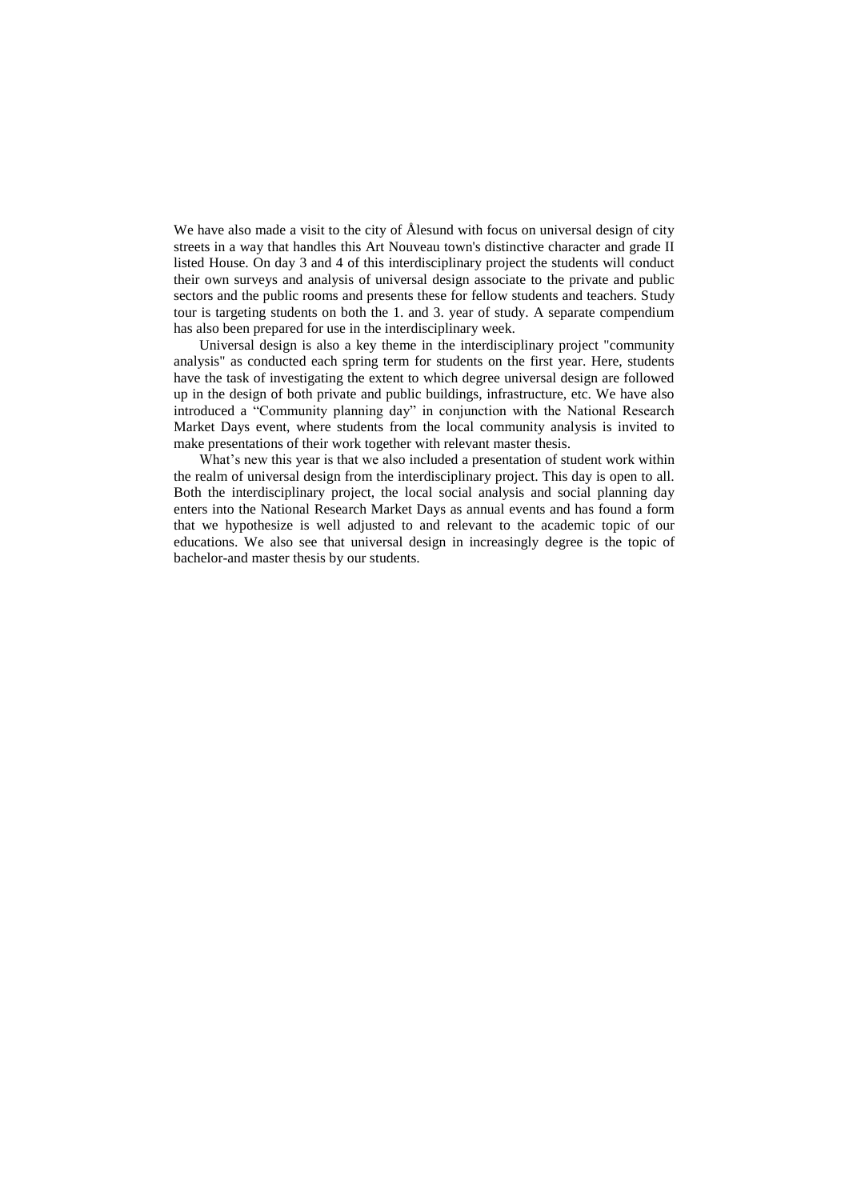We have also made a visit to the city of Ålesund with focus on universal design of city streets in a way that handles this Art Nouveau town's distinctive character and grade II listed House. On day 3 and 4 of this interdisciplinary project the students will conduct their own surveys and analysis of universal design associate to the private and public sectors and the public rooms and presents these for fellow students and teachers. Study tour is targeting students on both the 1. and 3. year of study. A separate compendium has also been prepared for use in the interdisciplinary week.

Universal design is also a key theme in the interdisciplinary project "community analysis" as conducted each spring term for students on the first year. Here, students have the task of investigating the extent to which degree universal design are followed up in the design of both private and public buildings, infrastructure, etc. We have also introduced a "Community planning day" in conjunction with the National Research Market Days event, where students from the local community analysis is invited to make presentations of their work together with relevant master thesis.

What's new this year is that we also included a presentation of student work within the realm of universal design from the interdisciplinary project. This day is open to all. Both the interdisciplinary project, the local social analysis and social planning day enters into the National Research Market Days as annual events and has found a form that we hypothesize is well adjusted to and relevant to the academic topic of our educations. We also see that universal design in increasingly degree is the topic of bachelor-and master thesis by our students.